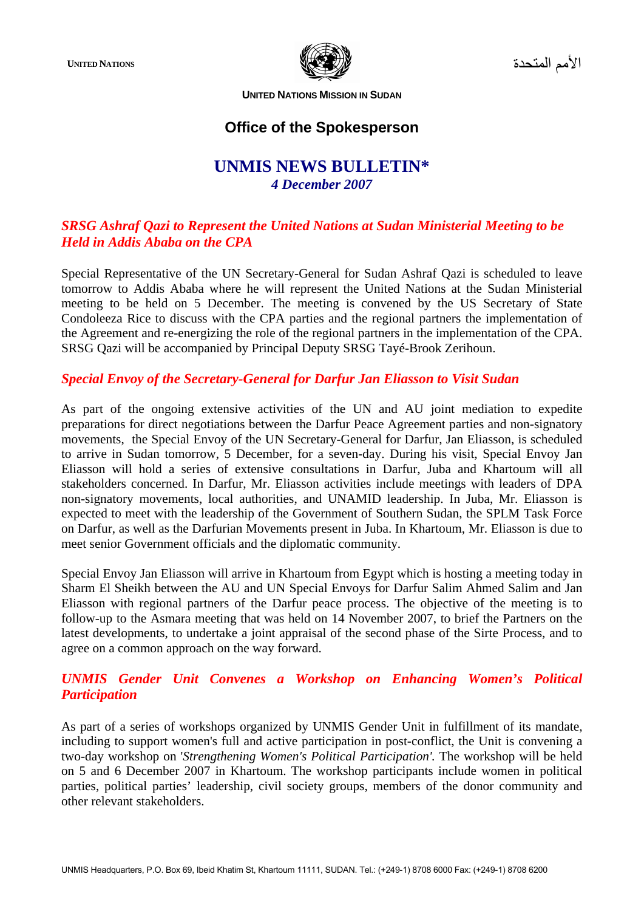UNITED NATIONS الأمم المتحدة

UNITED NATIONS MISSION IN SUDAN

## Office of the Spokesperson

# UNMIS NEWS BULLETIN*

*4 December 2007*

### *SRSG Ashraf Qazi to Represent the United Nations at Sudan Ministerial Meeting to be Held in Addis Ababa on the CPA*

Special Representative of the UN Secretary-General for Sudan Ashraf Qazi is scheduled to leave tomorrow to Addis Ababa where he will represent the United Nations at the Sudan Ministerial meeting to be held on 5 December. The meeting is convened by the US Secretary of State Condoleeza Rice to discuss with the CPA parties and the regional partners the implementation of the Agreement and re-energizing the role of the regional partners in the implementation of the CPA. SRSG Qazi will be accompanied by Principal Deputy SRSG Tayé-Brook Zerihoun.

### *Special Envoy of the Secretary-General for Darfur Jan Eliasson to Visit Sudan*

As part of the ongoing extensive activities of the UN and AU joint mediation to expedite preparations for direct negotiations between the Darfur Peace Agreement parties and non-signatory movements, the Special Envoy of the UN Secretary-General for Darfur, Jan Eliasson, is scheduled to arrive in Sudan tomorrow, 5 December, for a seven-day. During his visit, Special Envoy Jan Eliasson will hold a series of extensive consultations in Darfur, Juba and Khartoum will all stakeholders concerned. In Darfur, Mr. Eliasson activities include meetings with leaders of DPA non-signatory movements, local authorities, and UNAMID leadership. In Juba, Mr. Eliasson is expected to meet with the leadership of the Government of Southern Sudan, the SPLM Task Force on Darfur, as well as the Darfurian Movements present in Juba. In Khartoum, Mr. Eliasson is due to meet senior Government officials and the diplomatic community.

Special Envoy Jan Eliasson will arrive in Khartoum from Egypt which is hosting a meeting today in Sharm El Sheikh between the AU and UN Special Envoys for Darfur Salim Ahmed Salim and Jan Eliasson with regional partners of the Darfur peace process. The objective of the meeting is to follow-up to the Asmara meeting that was held on 14 November 2007, to brief the Partners on the latest developments, to undertake a joint appraisal of the second phase of the Sirte Process, and to agree on a common approach on the way forward.

### *UNMIS Gender Unit Convenes a Workshop on Enhancing Women's Political Participation*

As part of a series of workshops organized by UNMIS Gender Unit in fulfillment of its mandate, including to support women's full and active participation in post-conflict, the Unit is convening a two-day workshop on '*Strengthening Women's Political Participation*'. The workshop will be held on 5 and 6 December 2007 in Khartoum. The workshop participants include women in political parties, political parties' leadership, civil society groups, members of the donor community and other relevant stakeholders.

UNMIS Headquarters, P.O. Box 69, Ibeid Khatim St, Khartoum 11111, SUDAN. Tel.: (+249-1) 8708 6000 Fax: (+249-1) 8708 6200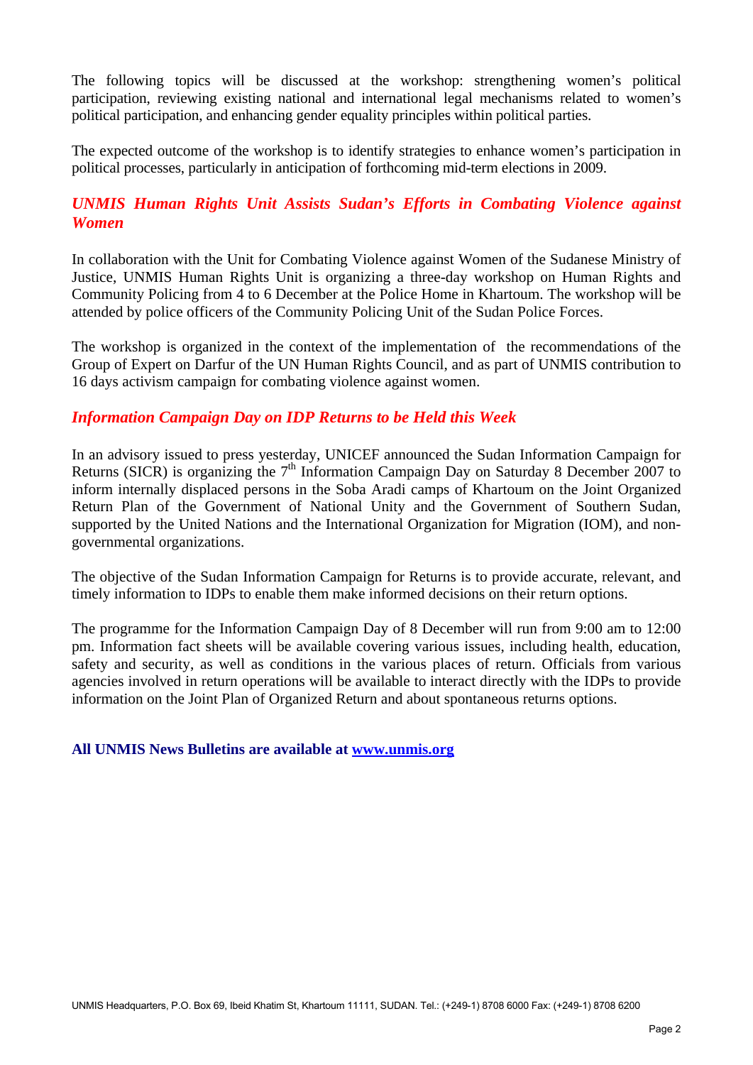The following topics will be discussed at the workshop: strengthening women's political participation, reviewing existing national and international legal mechanisms related to women's political participation, and enhancing gender equality principles within political parties.

The expected outcome of the workshop is to identify strategies to enhance women's participation in political processes, particularly in anticipation of forthcoming mid-term elections in 2009.

## *UNMIS Human Rights Unit Assists Sudan's Efforts in Combating Violence against Women*

In collaboration with the Unit for Combating Violence against Women of the Sudanese Ministry of Justice, UNMIS Human Rights Unit is organizing a three-day workshop on Human Rights and Community Policing from 4 to 6 December at the Police Home in Khartoum. The workshop will be attended by police officers of the Community Policing Unit of the Sudan Police Forces.

The workshop is organized in the context of the implementation of the recommendations of the Group of Expert on Darfur of the UN Human Rights Council, and as part of UNMIS contribution to 16 days activism campaign for combating violence against women.

## *Information Campaign Day on IDP Returns to be Held this Week*

In an advisory issued to press yesterday, UNICEF announced the Sudan Information Campaign for Returns (SICR) is organizing the 7th Information Campaign Day on Saturday 8 December 2007 to inform internally displaced persons in the Soba Aradi camps of Khartoum on the Joint Organized Return Plan of the Government of National Unity and the Government of Southern Sudan, supported by the United Nations and the International Organization for Migration (IOM), and non-governmental organizations.

The objective of the Sudan Information Campaign for Returns is to provide accurate, relevant, and timely information to IDPs to enable them make informed decisions on their return options.

The programme for the Information Campaign Day of 8 December will run from 9:00 am to 12:00 pm. Information fact sheets will be available covering various issues, including health, education, safety and security, as well as conditions in the various places of return. Officials from various agencies involved in return operations will be available to interact directly with the IDPs to provide information on the Joint Plan of Organized Return and about spontaneous returns options.

**All UNMIS News Bulletins are available at [www.unmis.org](http://www.unmis.org)**

UNMIS Headquarters, P.O. Box 69, Ibeid Khatim St, Khartoum 11111, SUDAN. Tel.: (+249-1) 8708 6000 Fax: (+249-1) 8708 6200